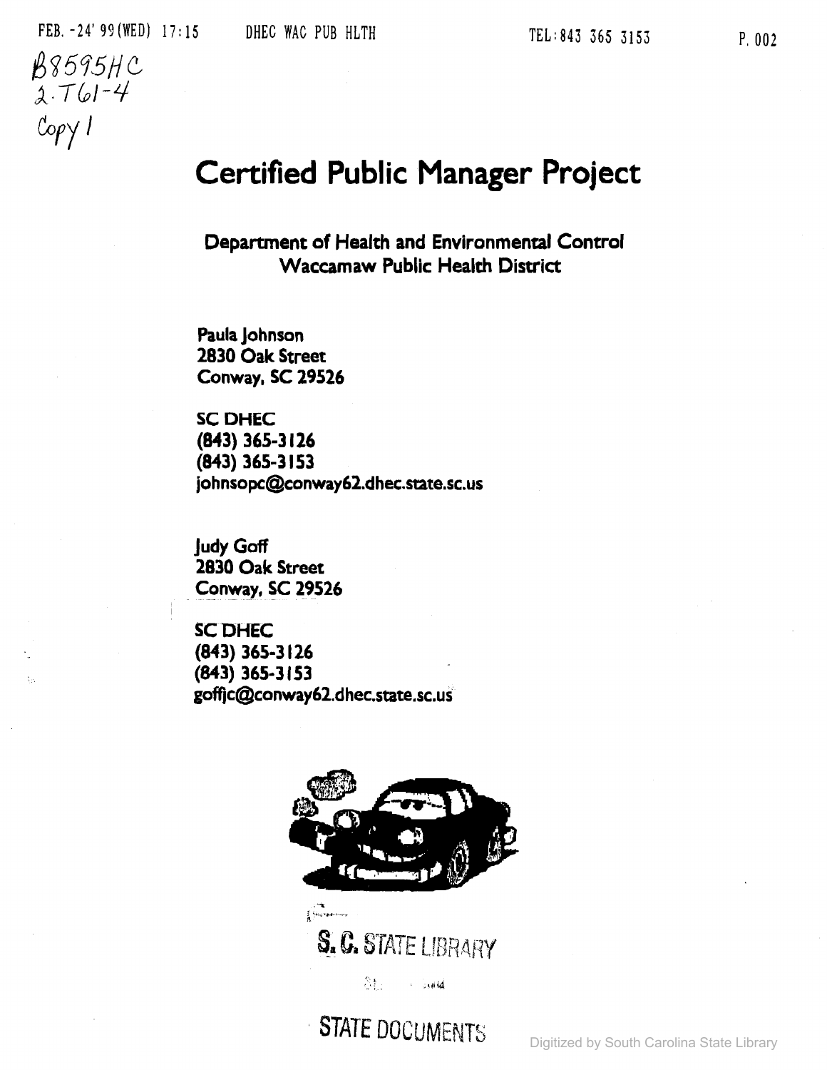B8595HC
2.T61-4
Copy 1

# Certified Public Manager Project

**Department of Health and Environmental Control**
**Waccamaw Public Health District**

**Paula Johnson**
**2830 Oak Street**
**Conway, SC 29526**

**SC DHEC**
**(843) 365-3126**
**(843) 365-3153**
**johnsopc@conway62.dhec.state.sc.us**

**Judy Goff**
**2830 Oak Street**
**Conway, SC 29526**

**SC DHEC**
**(843) 365-3126**
**(843) 365-3153**
**goffjc@conway62.dhec.state.sc.us**

S. C. STATE LIBRARY

STATE DOCUMENTS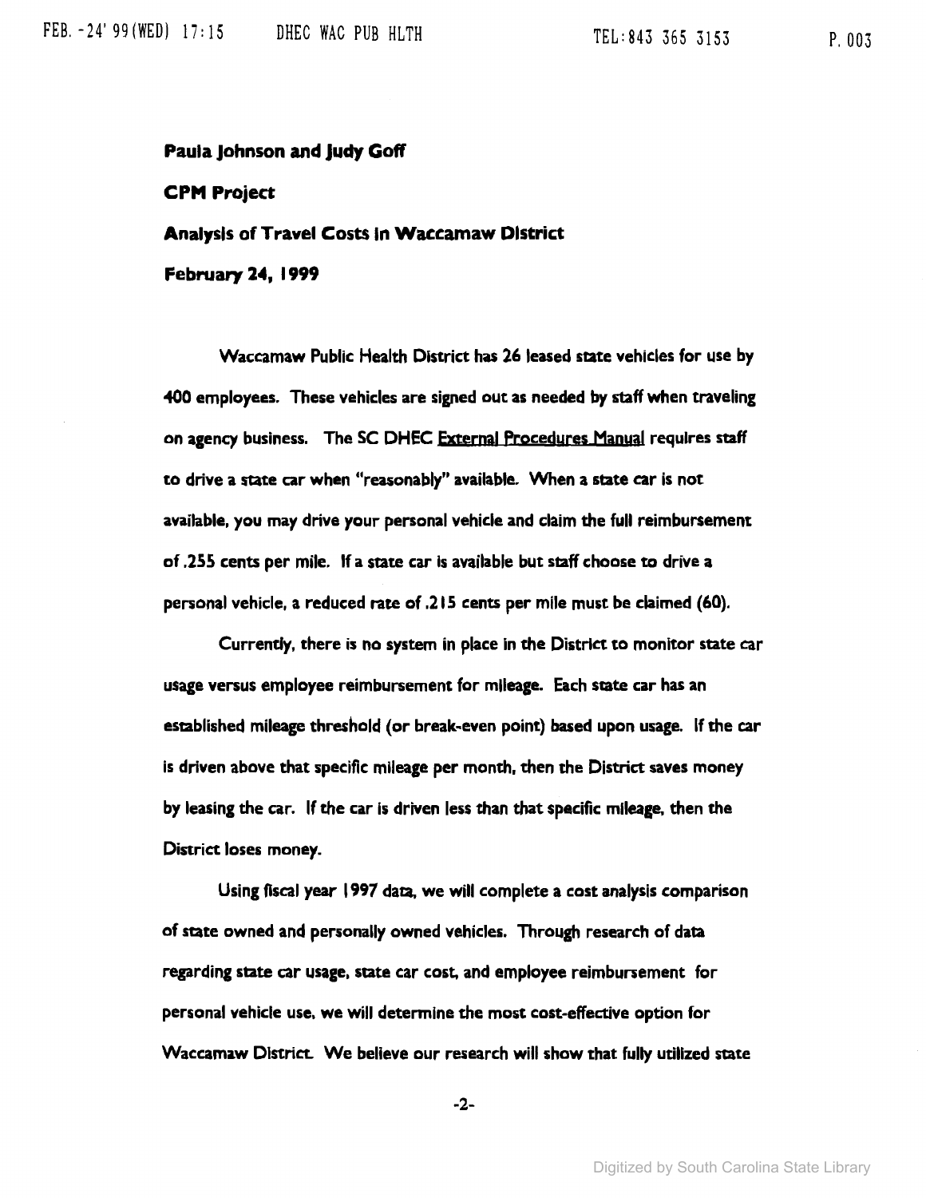**Paula Johnson and Judy Goff**

**CPM Project**

**Analysis of Travel Costs in Waccamaw District**

**February 24, 1999**

Waccamaw Public Health District has 26 leased state vehicles for use by 400 employees. These vehicles are signed out as needed by staff when traveling on agency business. The SC DHEC External Procedures Manual requires staff to drive a state car when "reasonably" available. When a state car is not available, you may drive your personal vehicle and claim the full reimbursement of .255 cents per mile. If a state car is available but staff choose to drive a personal vehicle, a reduced rate of .215 cents per mile must be claimed (60).

Currently, there is no system in place in the District to monitor state car usage versus employee reimbursement for mileage. Each state car has an established mileage threshold (or break-even point) based upon usage. If the car is driven above that specific mileage per month, then the District saves money by leasing the car. If the car is driven less than that specific mileage, then the District loses money.

Using fiscal year 1997 data, we will complete a cost analysis comparison of state owned and personally owned vehicles. Through research of data regarding state car usage, state car cost, and employee reimbursement for personal vehicle use, we will determine the most cost-effective option for Waccamaw District. We believe our research will show that fully utilized state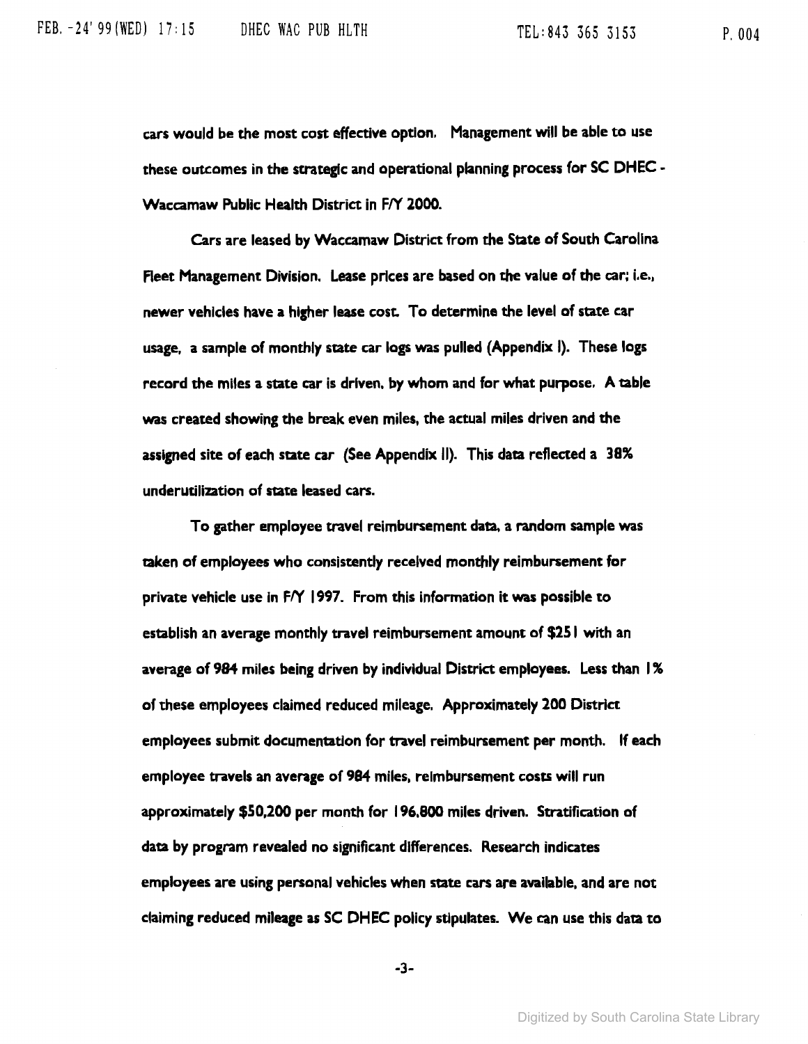cars would be the most cost effective option. Management will be able to use these outcomes in the strategic and operational planning process for SC DHEC - Waccamaw Public Health District in F/Y 2000.

Cars are leased by Waccamaw District from the State of South Carolina Fleet Management Division. Lease prices are based on the value of the car; i.e., newer vehicles have a higher lease cost. To determine the level of state car usage, a sample of monthly state car logs was pulled (Appendix I). These logs record the miles a state car is driven, by whom and for what purpose. A table was created showing the break even miles, the actual miles driven and the assigned site of each state car (See Appendix II). This data reflected a 38% underutilization of state leased cars.

To gather employee travel reimbursement data, a random sample was taken of employees who consistently received monthly reimbursement for private vehicle use in F/Y 1997. From this information it was possible to establish an average monthly travel reimbursement amount of $251 with an average of 984 miles being driven by individual District employees. Less than 1% of these employees claimed reduced mileage. Approximately 200 District employees submit documentation for travel reimbursement per month. If each employee travels an average of 984 miles, reimbursement costs will run approximately $50,200 per month for 196,800 miles driven. Stratification of data by program revealed no significant differences. Research indicates employees are using personal vehicles when state cars are available, and are not claiming reduced mileage as SC DHEC policy stipulates. We can use this data to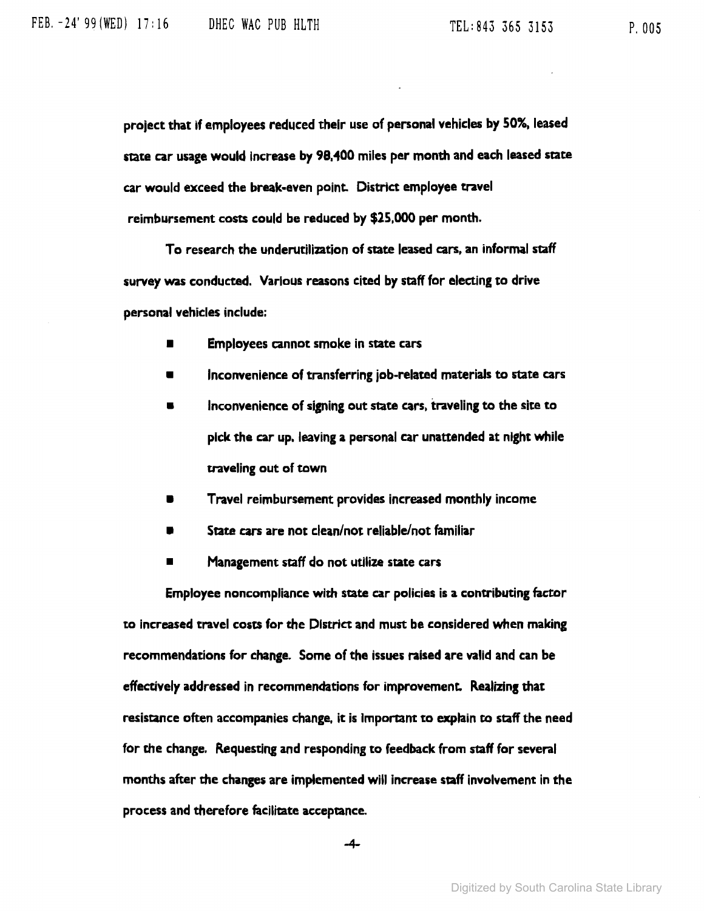project that if employees reduced their use of personal vehicles by 50%, leased state car usage would increase by 98,400 miles per month and each leased state car would exceed the break-even point. District employee travel reimbursement costs could be reduced by $25,000 per month.

To research the underutilization of state leased cars, an informal staff survey was conducted. Various reasons cited by staff for electing to drive personal vehicles include:

- Employees cannot smoke in state cars
- Inconvenience of transferring job-related materials to state cars
- Inconvenience of signing out state cars, traveling to the site to pick the car up, leaving a personal car unattended at night while traveling out of town
- Travel reimbursement provides increased monthly income
- State cars are not clean/not reliable/not familiar
- Management staff do not utilize state cars

Employee noncompliance with state car policies is a contributing factor to increased travel costs for the District and must be considered when making recommendations for change. Some of the issues raised are valid and can be effectively addressed in recommendations for improvement. Realizing that resistance often accompanies change, it is important to explain to staff the need for the change. Requesting and responding to feedback from staff for several months after the changes are implemented will increase staff involvement in the process and therefore facilitate acceptance.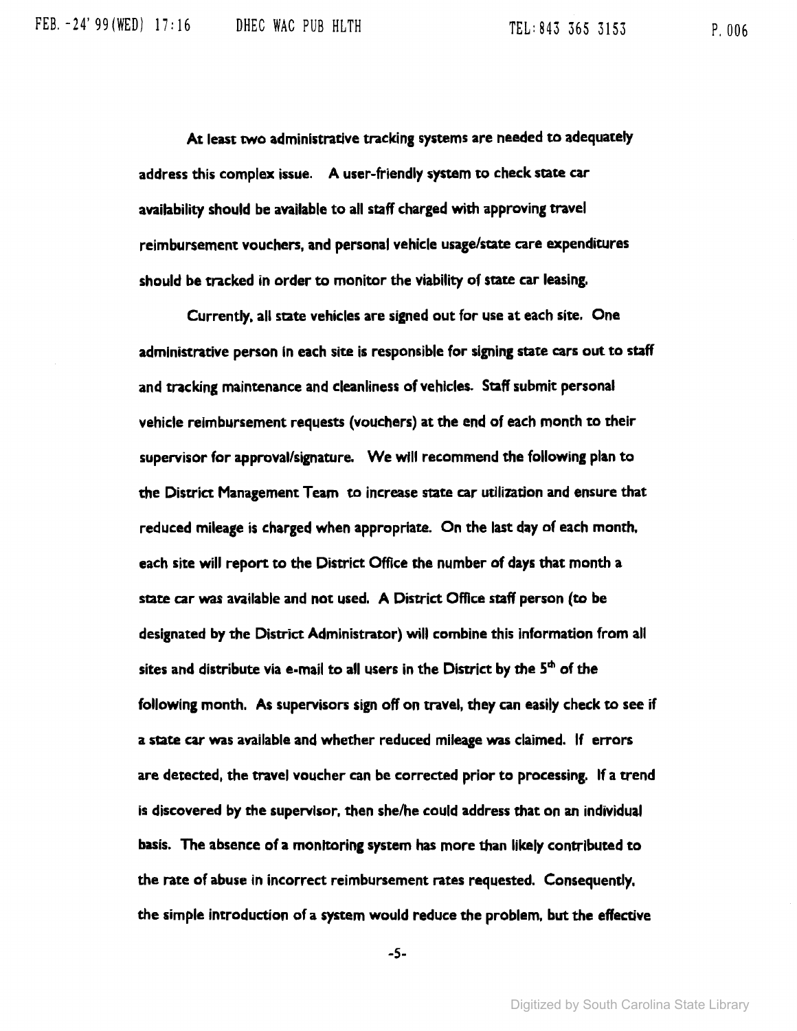At least two administrative tracking systems are needed to adequately address this complex issue. A user-friendly system to check state car availability should be available to all staff charged with approving travel reimbursement vouchers, and personal vehicle usage/state care expenditures should be tracked in order to monitor the viability of state car leasing.

Currently, all state vehicles are signed out for use at each site. One administrative person in each site is responsible for signing state cars out to staff and tracking maintenance and cleanliness of vehicles. Staff submit personal vehicle reimbursement requests (vouchers) at the end of each month to their supervisor for approval/signature. We will recommend the following plan to the District Management Team to increase state car utilization and ensure that reduced mileage is charged when appropriate. On the last day of each month, each site will report to the District Office the number of days that month a state car was available and not used. A District Office staff person (to be designated by the District Administrator) will combine this information from all sites and distribute via e-mail to all users in the District by the 5th of the following month. As supervisors sign off on travel, they can easily check to see if a state car was available and whether reduced mileage was claimed. If errors are detected, the travel voucher can be corrected prior to processing. If a trend is discovered by the supervisor, then she/he could address that on an individual basis. The absence of a monitoring system has more than likely contributed to the rate of abuse in incorrect reimbursement rates requested. Consequently, the simple introduction of a system would reduce the problem, but the effective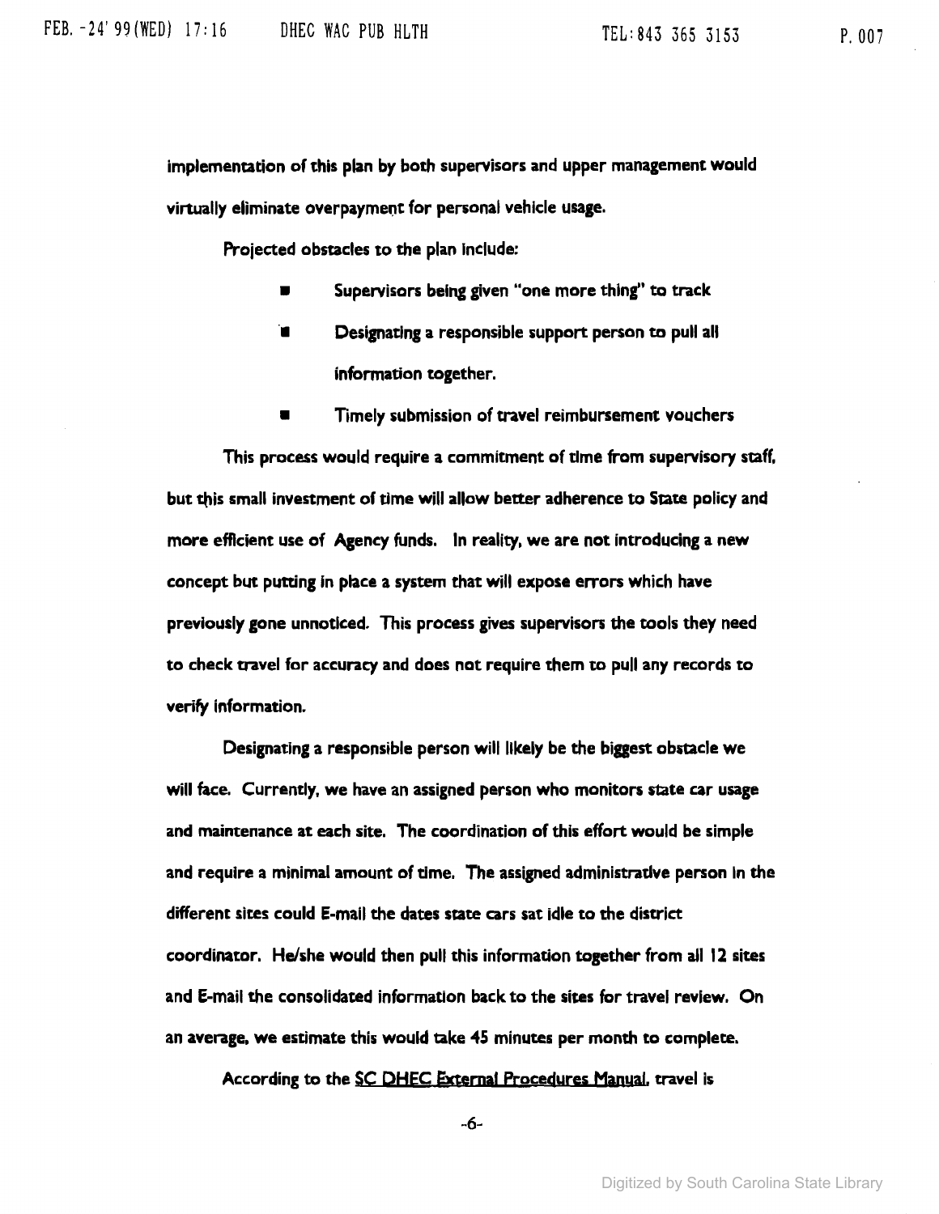implementation of this plan by both supervisors and upper management would virtually eliminate overpayment for personal vehicle usage.

Projected obstacles to the plan include:

- Supervisors being given "one more thing" to track
- Designating a responsible support person to pull all information together.
- Timely submission of travel reimbursement vouchers

This process would require a commitment of time from supervisory staff, but this small investment of time will allow better adherence to State policy and more efficient use of Agency funds. In reality, we are not introducing a new concept but putting in place a system that will expose errors which have previously gone unnoticed. This process gives supervisors the tools they need to check travel for accuracy and does not require them to pull any records to verify information.

Designating a responsible person will likely be the biggest obstacle we will face. Currently, we have an assigned person who monitors state car usage and maintenance at each site. The coordination of this effort would be simple and require a minimal amount of time. The assigned administrative person in the different sites could E-mail the dates state cars sat idle to the district coordinator. He/she would then pull this information together from all 12 sites and E-mail the consolidated information back to the sites for travel review. On an average, we estimate this would take 45 minutes per month to complete.

According to the SC DHEC External Procedures Manual, travel is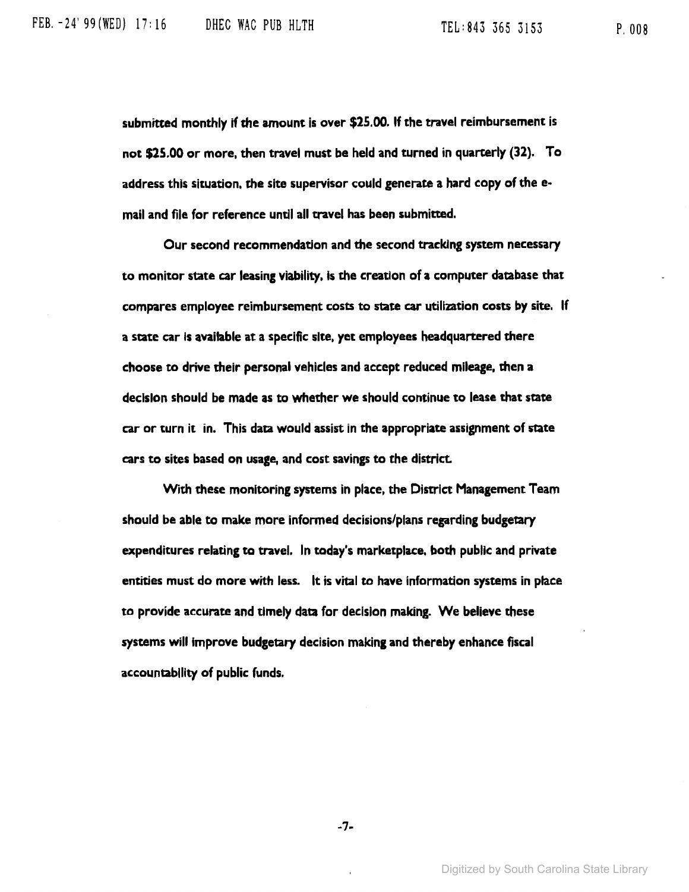submitted monthly if the amount is over $25.00. If the travel reimbursement is not $25.00 or more, then travel must be held and turned in quarterly (32). To address this situation, the site supervisor could generate a hard copy of the e-mail and file for reference until all travel has been submitted.

Our second recommendation and the second tracking system necessary to monitor state car leasing viability, is the creation of a computer database that compares employee reimbursement costs to state car utilization costs by site. If a state car is available at a specific site, yet employees headquartered there choose to drive their personal vehicles and accept reduced mileage, then a decision should be made as to whether we should continue to lease that state car or turn it in. This data would assist in the appropriate assignment of state cars to sites based on usage, and cost savings to the district.

With these monitoring systems in place, the District Management Team should be able to make more informed decisions/plans regarding budgetary expenditures relating to travel. In today's marketplace, both public and private entities must do more with less. It is vital to have information systems in place to provide accurate and timely data for decision making. We believe these systems will improve budgetary decision making and thereby enhance fiscal accountability of public funds.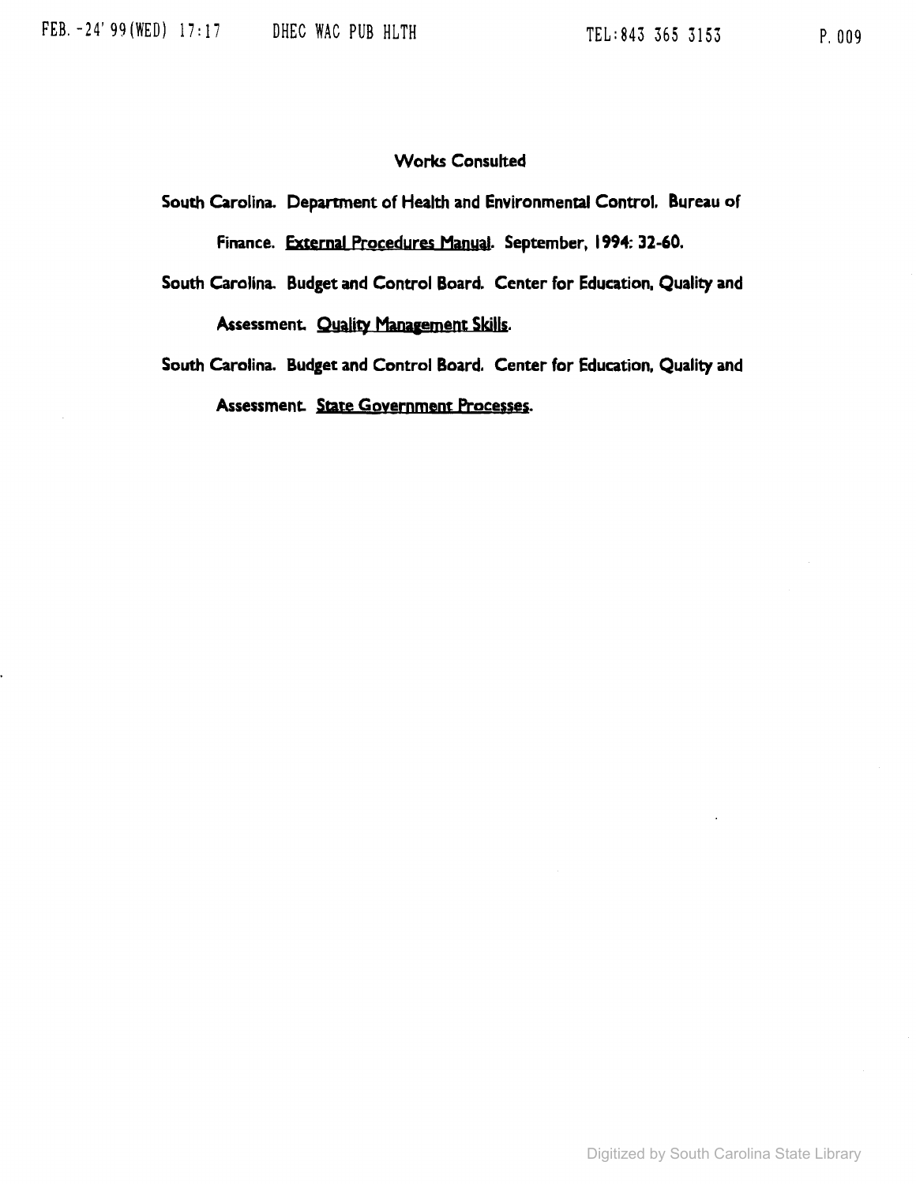## Works Consulted

South Carolina. Department of Health and Environmental Control. Bureau of Finance. External Procedures Manual. September, 1994: 32-60.

South Carolina. Budget and Control Board. Center for Education, Quality and Assessment. Quality Management Skills.

South Carolina. Budget and Control Board. Center for Education, Quality and Assessment. State Government Processes.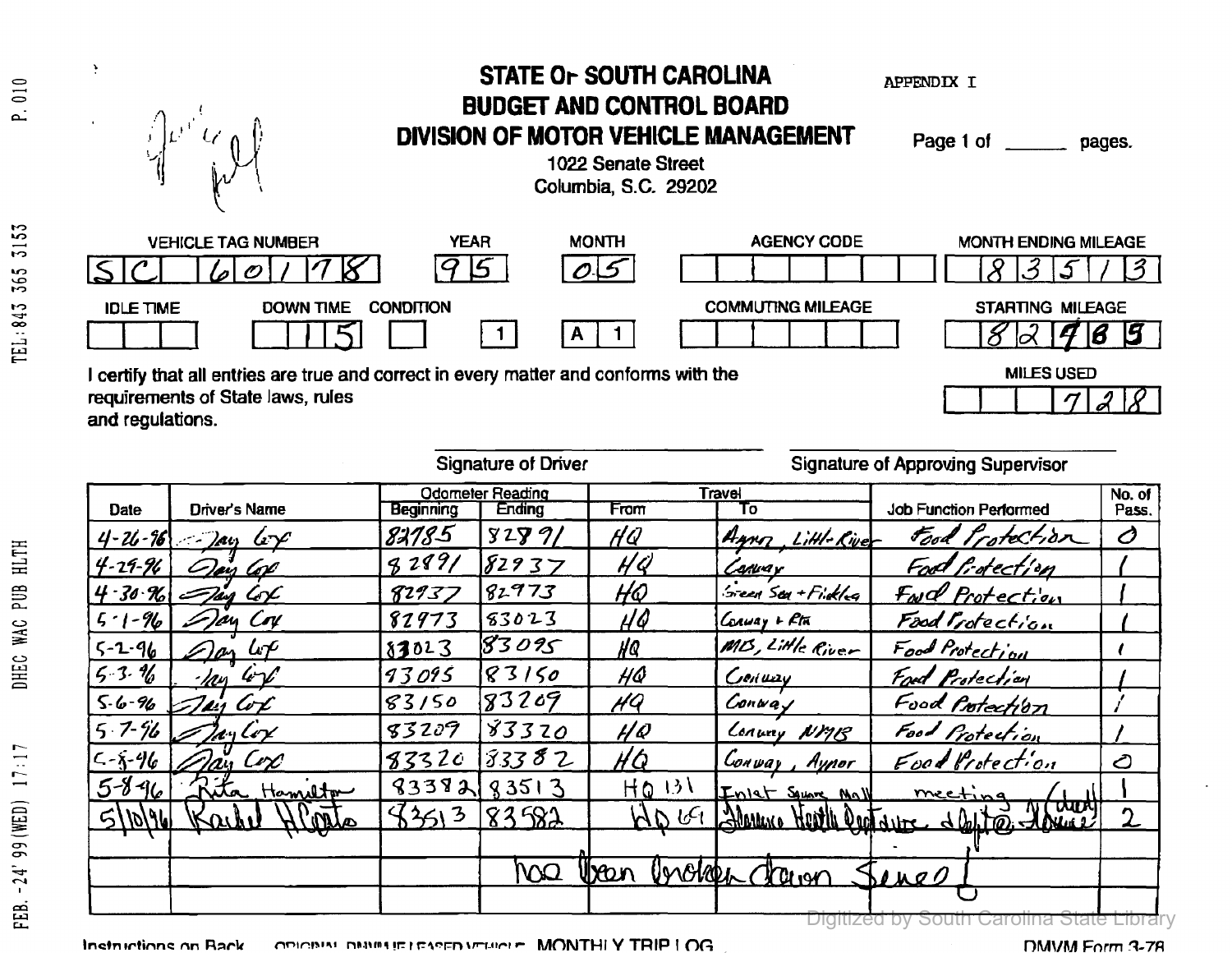APPENDIX I

# STATE OF SOUTH CAROLINA
## BUDGET AND CONTROL BOARD
## DIVISION OF MOTOR VEHICLE MANAGEMENT

1022 Senate Street
Columbia, S.C. 29202

Page 1 of ______ pages.

| VEHICLE TAG NUMBER | YEAR | MONTH | AGENCY CODE | MONTH ENDING MILEAGE |
|---|---|---|---|---|
| SC 60178 | 95 | 05 | | 83513 |

| IDLE TIME | DOWN TIME | CONDITION | | | COMMUTING MILEAGE | STARTING MILEAGE |
|---|---|---|---|---|---|---|
| | 115 | | 1 | A 1 | | 82785 |

MILES USED: 728

I certify that all entries are true and correct in every matter and conforms with the requirements of State laws, rules and regulations.

Signature of Driver ____________________ Signature of Approving Supervisor ____________________

| Date | Driver's Name | Odometer Reading Beginning | Odometer Reading Ending | Travel From | Travel To | Job Function Performed | No. of Pass. |
|---|---|---|---|---|---|---|---|
| 4-26-96 | Jay Cox | 82785 | 82891 | HQ | Aynor, Little River | Food Protection | 0 |
| 4-29-96 | Jay Cox | 82891 | 82937 | HQ | Conway | Food Protection | 1 |
| 4-30-96 | Jay Cox | 82937 | 82973 | HQ | Green Sea + Fickles | Food Protection | 1 |
| 5-1-96 | Jay Cox | 82973 | 83023 | HQ | Conway + Rtn | Food Protection | 1 |
| 5-2-96 | Jay Cox | 83023 | 83095 | HQ | MB, Little River | Food Protection | 1 |
| 5-3-96 | Jay Cox | 93095 | 83150 | HQ | Conway | Food Protection | 1 |
| 5-6-96 | Jay Cox | 83150 | 83209 | HQ | Conway | Food Protection | 1 |
| 5-7-96 | Jay Cox | 83209 | 83320 | HQ | Conway NMB | Food Protection | 1 |
| 5-8-96 | Jay Cox | 83320 | 83382 | HQ | Conway, Aynor | Food Protection | 0 |
| 5-8-96 | Rita Hamilton | 83382 | 83513 | HQ 131 | Inlet Square Mall | meeting | 1 |
| 5/10/96 | Rachel H Coats | 83513 | 83582 | HQ 69 | Florence Health Dept | drive & left @ House (checked) | 2 |
| | | | | | | | |
| | | | has been broken down since! | | | | |
| | | | | | | | |

Instructions on Back ORIGINAL DMVM LEASED VEHICLE MONTHLY TRIP LOG DMVM Form 3-78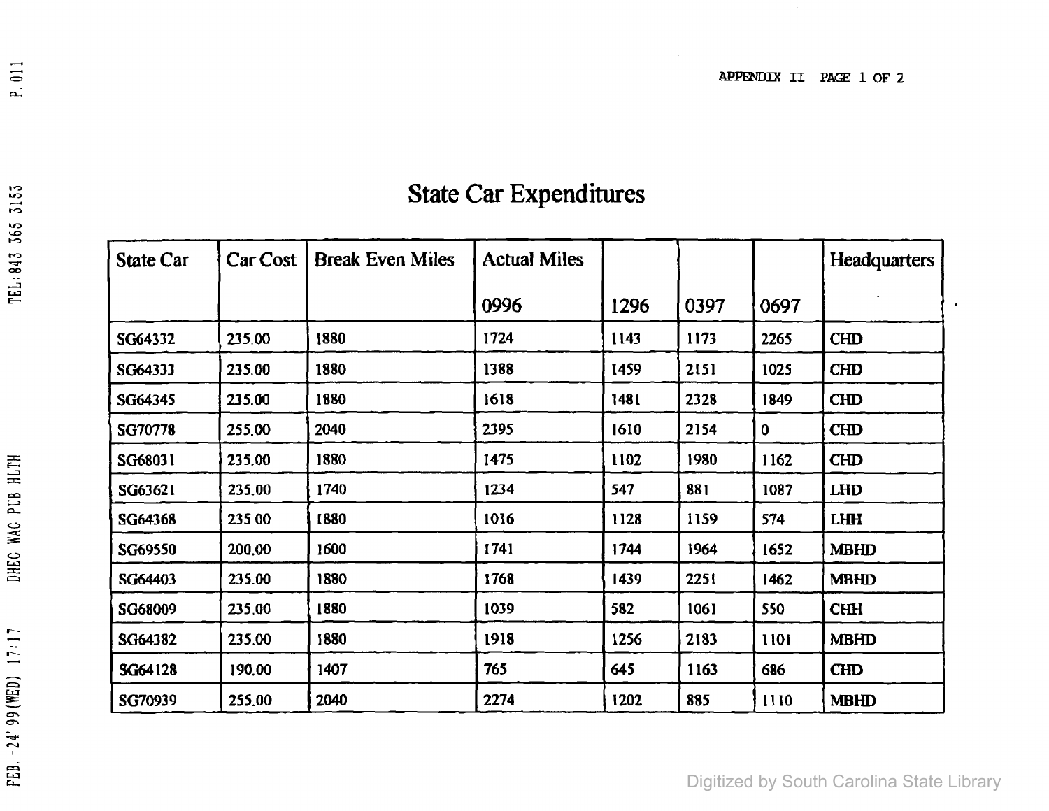APPENDIX II PAGE 1 OF 2

# State Car Expenditures

| State Car | Car Cost | Break Even Miles | Actual Miles | | | | Headquarters |
|---|---|---|---|---|---|---|---|
| | | | 0996 | 1296 | 0397 | 0697 | |
| SG64332 | 235.00 | 1880 | 1724 | 1143 | 1173 | 2265 | CHD |
| SG64333 | 235.00 | 1880 | 1388 | 1459 | 2151 | 1025 | CHD |
| SG64345 | 235.00 | 1880 | 1618 | 1481 | 2328 | 1849 | CHD |
| SG70778 | 255.00 | 2040 | 2395 | 1610 | 2154 | 0 | CHD |
| SG68031 | 235.00 | 1880 | 1475 | 1102 | 1980 | 1162 | CHD |
| SG63621 | 235.00 | 1740 | 1234 | 547 | 881 | 1087 | LHD |
| SG64368 | 235.00 | 1880 | 1016 | 1128 | 1159 | 574 | LHH |
| SG69550 | 200.00 | 1600 | 1741 | 1744 | 1964 | 1652 | MBHD |
| SG64403 | 235.00 | 1880 | 1768 | 1439 | 2251 | 1462 | MBHD |
| SG68009 | 235.00 | 1880 | 1039 | 582 | 1061 | 550 | CHH |
| SG64382 | 235.00 | 1880 | 1918 | 1256 | 2183 | 1101 | MBHD |
| SG64128 | 190.00 | 1407 | 765 | 645 | 1163 | 686 | CHD |
| SG70939 | 255.00 | 2040 | 2274 | 1202 | 885 | 1110 | MBHD |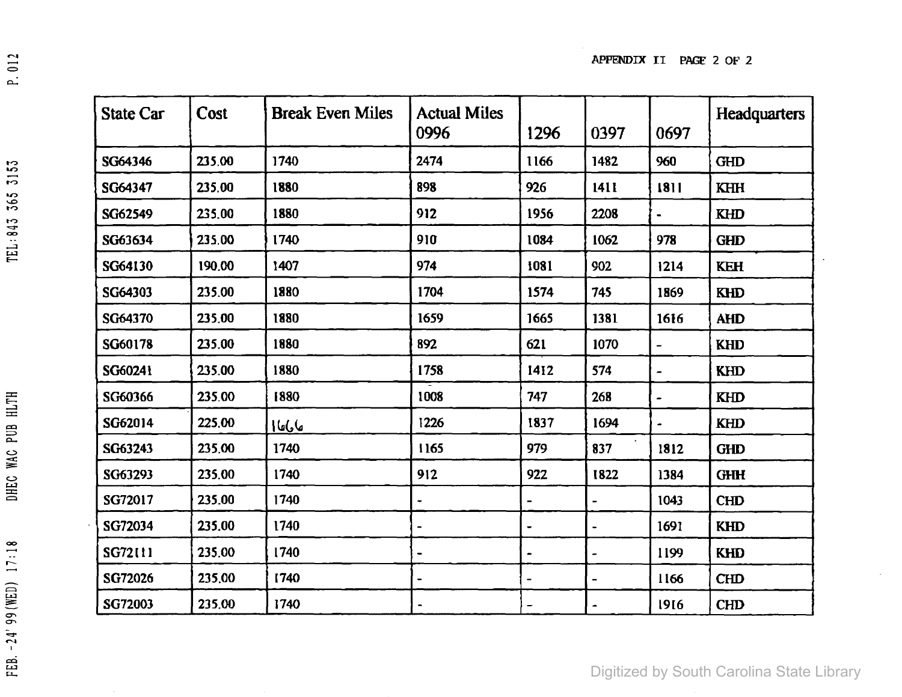APPENDIX II PAGE 2 OF 2

| State Car | Cost | Break Even Miles | Actual Miles 0996 | 1296 | 0397 | 0697 | Headquarters |
|---|---|---|---|---|---|---|---|
| SG64346 | 235.00 | 1740 | 2474 | 1166 | 1482 | 960 | GHD |
| SG64347 | 235.00 | 1880 | 898 | 926 | 1411 | 1811 | KHH |
| SG62549 | 235.00 | 1880 | 912 | 1956 | 2208 | - | KHD |
| SG63634 | 235.00 | 1740 | 910 | 1084 | 1062 | 978 | GHD |
| SG64130 | 190.00 | 1407 | 974 | 1081 | 902 | 1214 | KEH |
| SG64303 | 235.00 | 1880 | 1704 | 1574 | 745 | 1869 | KHD |
| SG64370 | 235.00 | 1880 | 1659 | 1665 | 1381 | 1616 | AHD |
| SG60178 | 235.00 | 1880 | 892 | 621 | 1070 | - | KHD |
| SG60241 | 235.00 | 1880 | 1758 | 1412 | 574 | - | KHD |
| SG60366 | 235.00 | 1880 | 1008 | 747 | 268 | - | KHD |
| SG62014 | 225.00 | 1666 | 1226 | 1837 | 1694 | - | KHD |
| SG63243 | 235.00 | 1740 | 1165 | 979 | 837 | 1812 | GHD |
| SG63293 | 235.00 | 1740 | 912 | 922 | 1822 | 1384 | GHH |
| SG72017 | 235.00 | 1740 | - | - | - | 1043 | CHD |
| SG72034 | 235.00 | 1740 | - | - | - | 1691 | KHD |
| SG72111 | 235.00 | 1740 | - | - | - | 1199 | KHD |
| SG72026 | 235.00 | 1740 | - | - | - | 1166 | CHD |
| SG72003 | 235.00 | 1740 | - | - | - | 1916 | CHD |